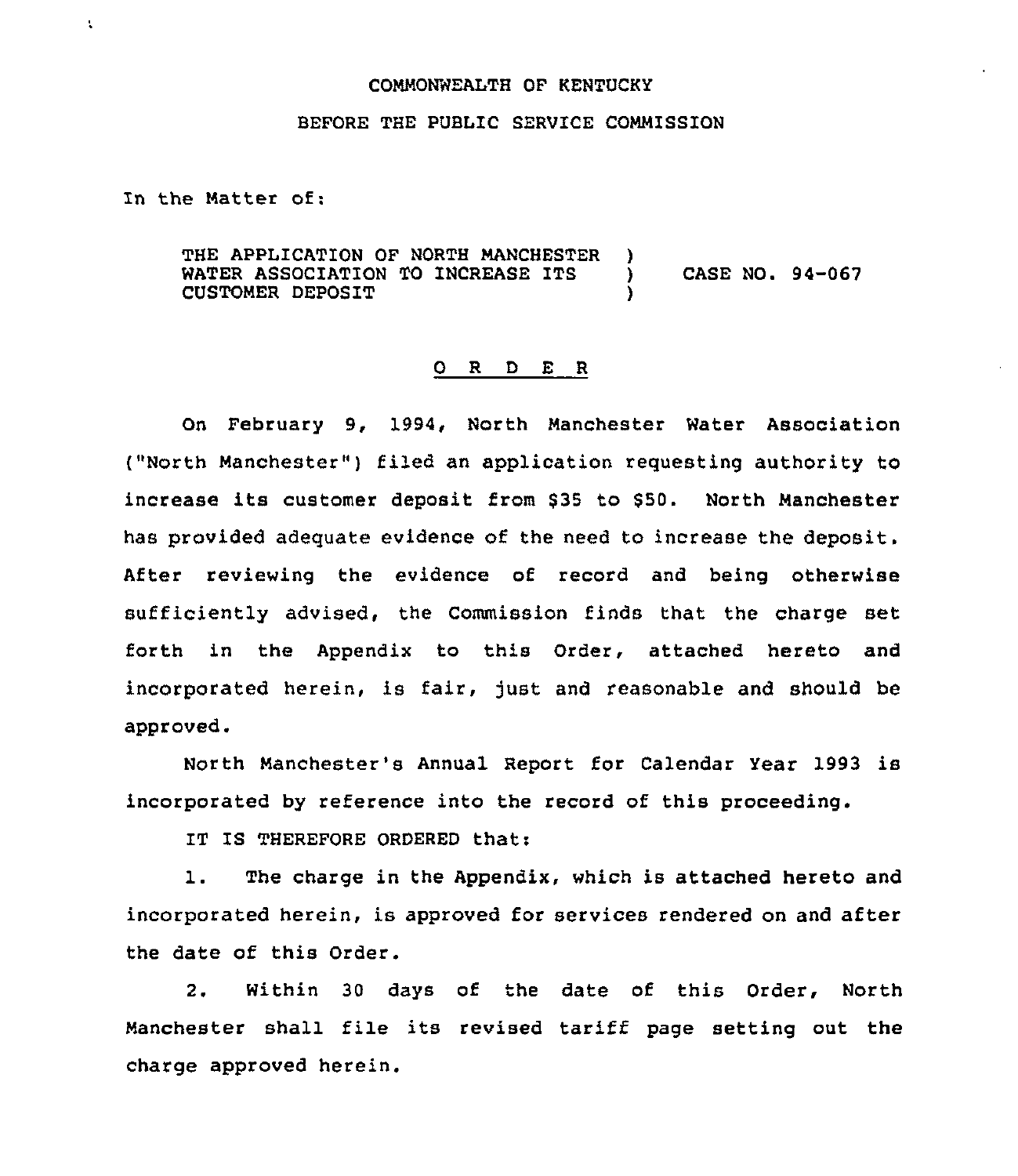COMMONWEALTH OF KENTUCKY

BEFORE THE PUBLIC SERVICE COMMISSION

In the Matter of:

| | | |
|---|---|---|
| THE APPLICATION OF NORTH MANCHESTER WATER ASSOCIATION TO INCREASE ITS CUSTOMER DEPOSIT | ) ) ) | CASE NO. 94-067 |

## O R D E R

On February 9, 1994, North Manchester Water Association ("North Manchester") filed an application requesting authority to increase its customer deposit from $35 to $50. North Manchester has provided adequate evidence of the need to increase the deposit. After reviewing the evidence of record and being otherwise sufficiently advised, the Commission finds that the charge set forth in the Appendix to this Order, attached hereto and incorporated herein, is fair, just and reasonable and should be approved.

North Manchester's Annual Report for Calendar Year 1993 is incorporated by reference into the record of this proceeding.

IT IS THEREFORE ORDERED that:

1. The charge in the Appendix, which is attached hereto and incorporated herein, is approved for services rendered on and after the date of this Order.

2. Within 30 days of the date of this Order, North Manchester shall file its revised tariff page setting out the charge approved herein.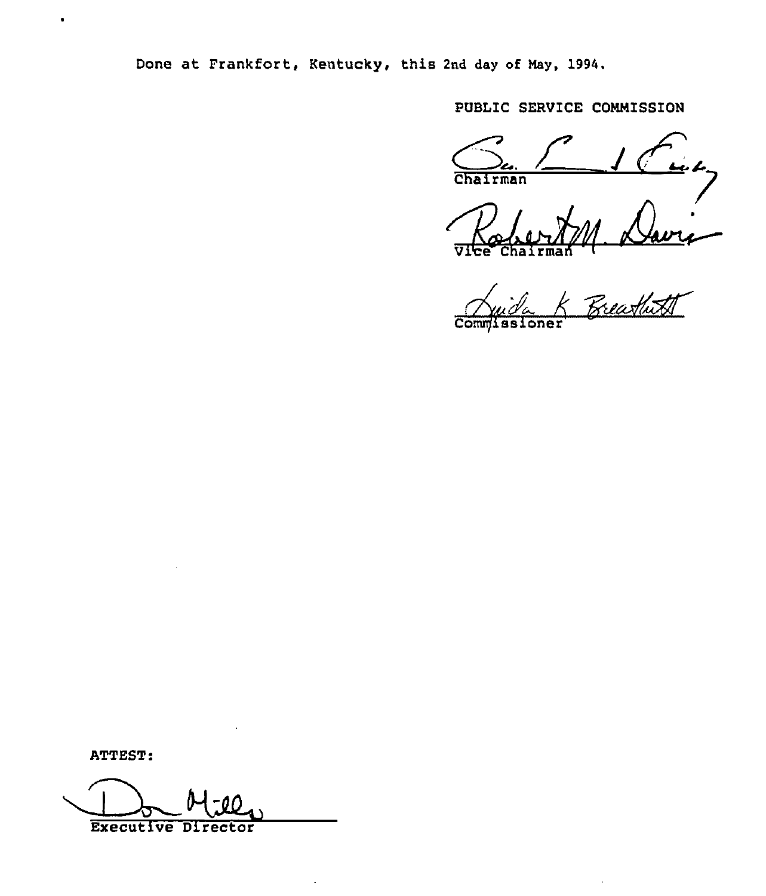Done at Frankfort, Kentucky, this 2nd day of May, 1994.

PUBLIC SERVICE COMMISSION

Chairman

Vice Chairman

Commissioner

ATTEST:

Executive Director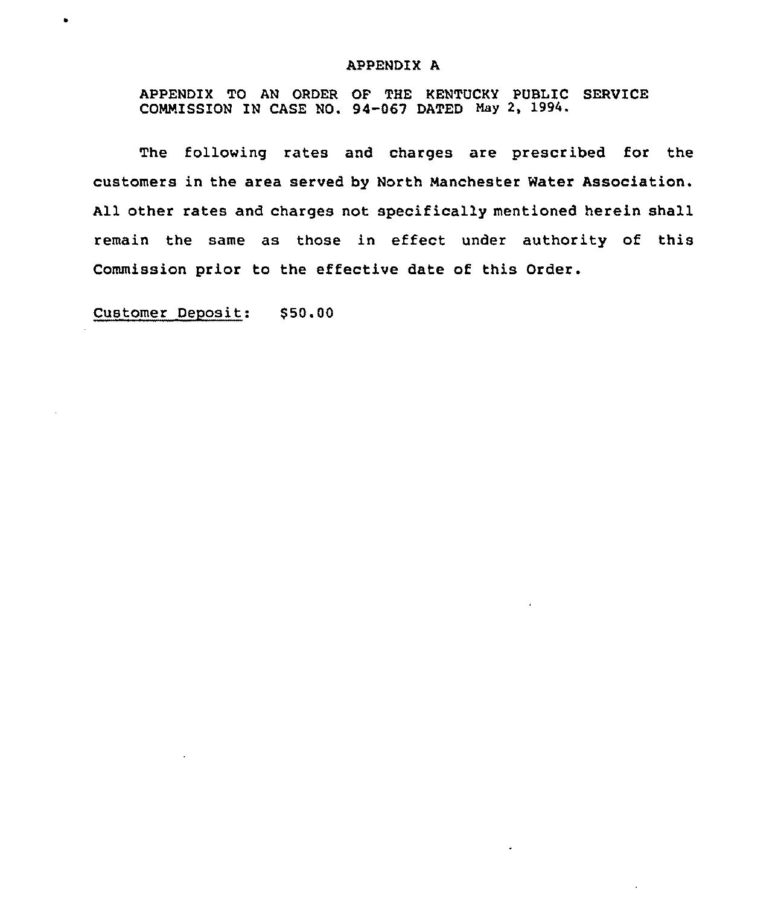# APPENDIX A

APPENDIX TO AN ORDER OF THE KENTUCKY PUBLIC SERVICE COMMISSION IN CASE NO. 94-067 DATED May 2, 1994.

The following rates and charges are prescribed for the customers in the area served by North Manchester Water Association. All other rates and charges not specifically mentioned herein shall remain the same as those in effect under authority of this Commission prior to the effective date of this Order.

Customer Deposit: $50.00